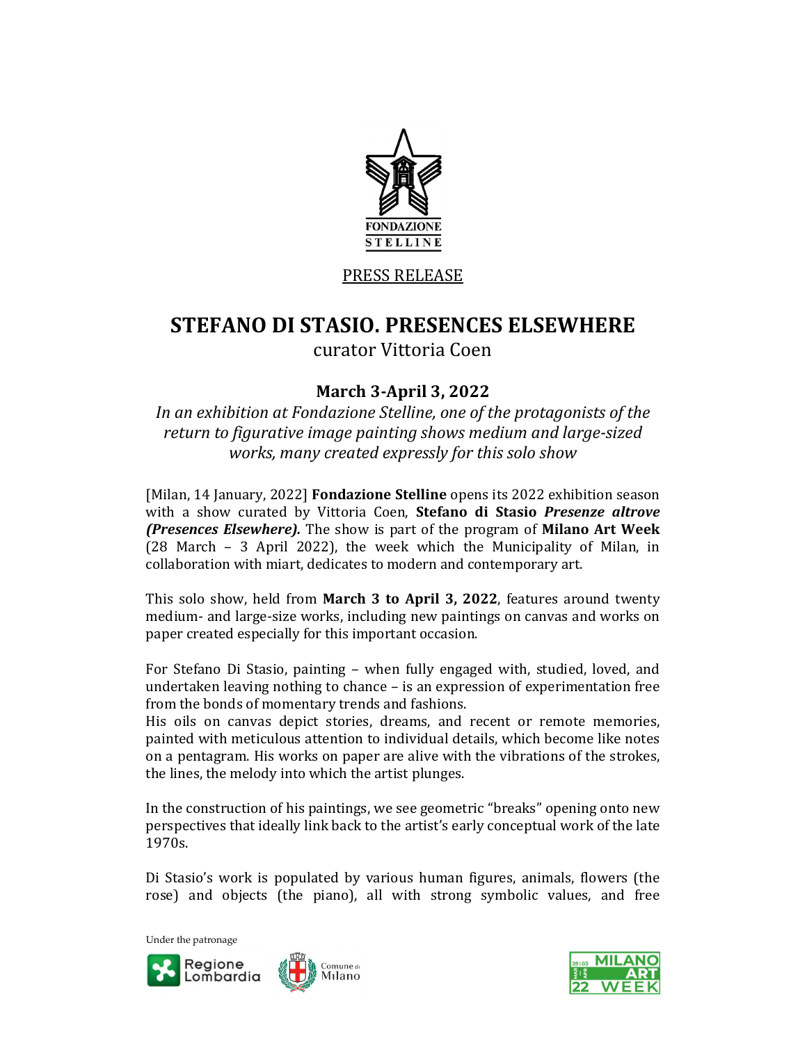FONDAZIONE STELLINE

PRESS RELEASE

# STEFANO DI STASIO. PRESENCES ELSEWHERE

curator Vittoria Coen

## March 3-April 3, 2022

*In an exhibition at Fondazione Stelline, one of the protagonists of the return to figurative image painting shows medium and large-sized works, many created expressly for this solo show*

[Milan, 14 January, 2022] **Fondazione Stelline** opens its 2022 exhibition season with a show curated by Vittoria Coen, **Stefano di Stasio** ***Presenze altrove (Presences Elsewhere).*** The show is part of the program of **Milano Art Week** (28 March – 3 April 2022), the week which the Municipality of Milan, in collaboration with miart, dedicates to modern and contemporary art.

This solo show, held from **March 3 to April 3, 2022**, features around twenty medium- and large-size works, including new paintings on canvas and works on paper created especially for this important occasion.

For Stefano Di Stasio, painting – when fully engaged with, studied, loved, and undertaken leaving nothing to chance – is an expression of experimentation free from the bonds of momentary trends and fashions.
His oils on canvas depict stories, dreams, and recent or remote memories, painted with meticulous attention to individual details, which become like notes on a pentagram. His works on paper are alive with the vibrations of the strokes, the lines, the melody into which the artist plunges.

In the construction of his paintings, we see geometric "breaks" opening onto new perspectives that ideally link back to the artist's early conceptual work of the late 1970s.

Di Stasio's work is populated by various human figures, animals, flowers (the rose) and objects (the piano), all with strong symbolic values, and free

Under the patronage

Regione Lombardia Comune di Milano

MILANO ART WEEK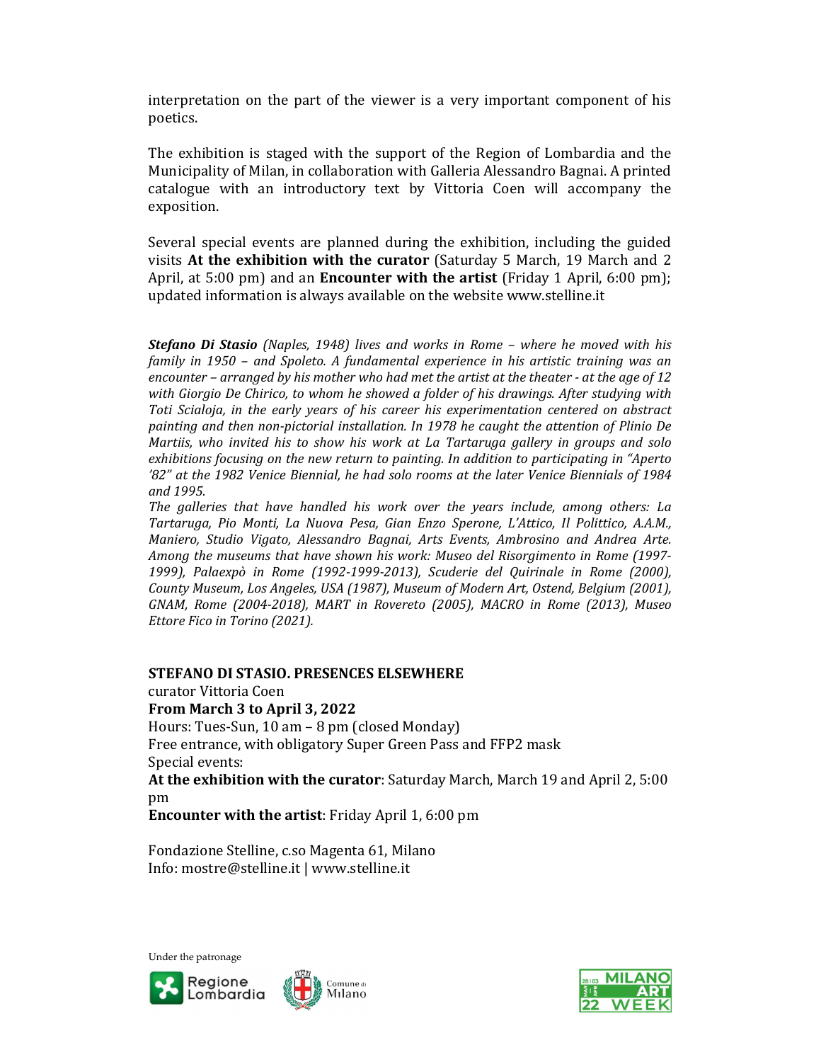interpretation on the part of the viewer is a very important component of his poetics.

The exhibition is staged with the support of the Region of Lombardia and the Municipality of Milan, in collaboration with Galleria Alessandro Bagnai. A printed catalogue with an introductory text by Vittoria Coen will accompany the exposition.

Several special events are planned during the exhibition, including the guided visits **At the exhibition with the curator** (Saturday 5 March, 19 March and 2 April, at 5:00 pm) and an **Encounter with the artist** (Friday 1 April, 6:00 pm); updated information is always available on the website www.stelline.it

***Stefano Di Stasio*** *(Naples, 1948) lives and works in Rome – where he moved with his family in 1950 – and Spoleto. A fundamental experience in his artistic training was an encounter – arranged by his mother who had met the artist at the theater - at the age of 12 with Giorgio De Chirico, to whom he showed a folder of his drawings. After studying with Toti Scialoja, in the early years of his career his experimentation centered on abstract painting and then non-pictorial installation. In 1978 he caught the attention of Plinio De Martiis, who invited his to show his work at La Tartaruga gallery in groups and solo exhibitions focusing on the new return to painting. In addition to participating in "Aperto '82" at the 1982 Venice Biennial, he had solo rooms at the later Venice Biennials of 1984 and 1995.*
*The galleries that have handled his work over the years include, among others: La Tartaruga, Pio Monti, La Nuova Pesa, Gian Enzo Sperone, L'Attico, Il Polittico, A.A.M., Maniero, Studio Vigato, Alessandro Bagnai, Arts Events, Ambrosino and Andrea Arte. Among the museums that have shown his work: Museo del Risorgimento in Rome (1997-1999), Palaexpò in Rome (1992-1999-2013), Scuderie del Quirinale in Rome (2000), County Museum, Los Angeles, USA (1987), Museum of Modern Art, Ostend, Belgium (2001), GNAM, Rome (2004-2018), MART in Rovereto (2005), MACRO in Rome (2013), Museo Ettore Fico in Torino (2021).*

**STEFANO DI STASIO. PRESENCES ELSEWHERE**
curator Vittoria Coen
**From March 3 to April 3, 2022**
Hours: Tues-Sun, 10 am – 8 pm (closed Monday)
Free entrance, with obligatory Super Green Pass and FFP2 mask
Special events:
**At the exhibition with the curator**: Saturday March, March 19 and April 2, 5:00 pm
**Encounter with the artist**: Friday April 1, 6:00 pm

Fondazione Stelline, c.so Magenta 61, Milano
Info: mostre@stelline.it | www.stelline.it

Under the patronage

Regione Lombardia   Comune di Milano   MILANO ART WEEK 22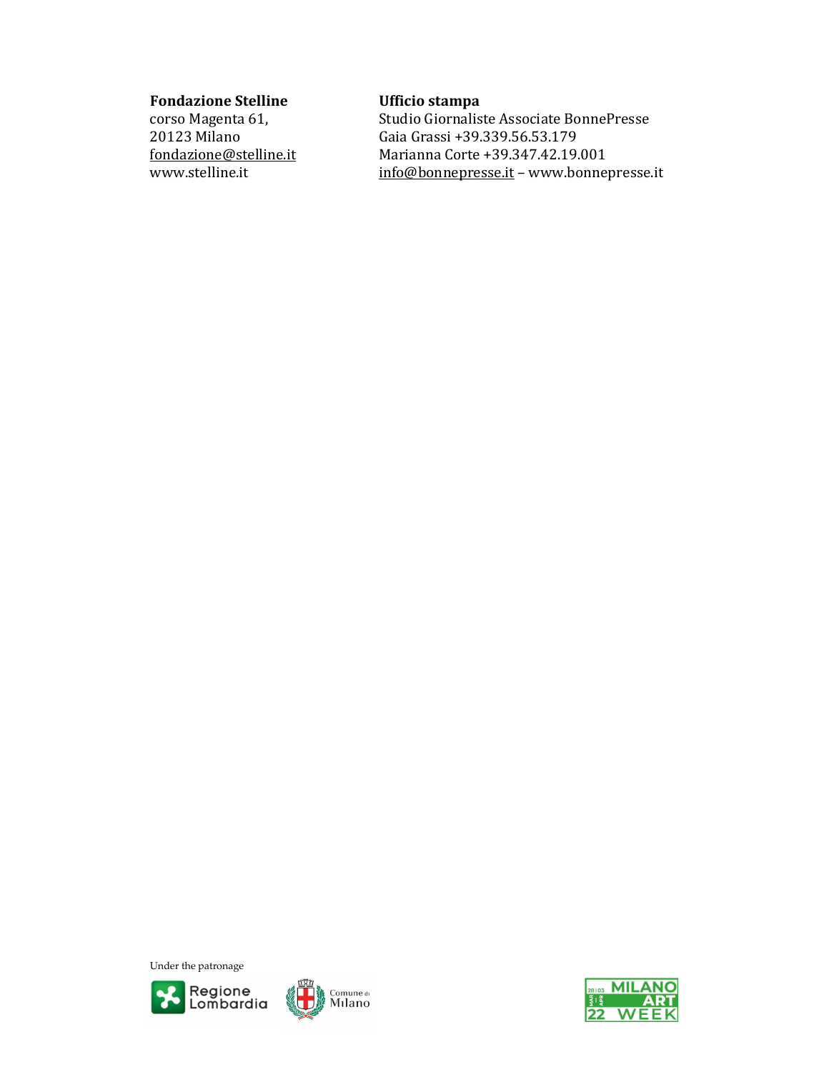**Fondazione Stelline**
corso Magenta 61,
20123 Milano
fondazione@stelline.it
www.stelline.it

**Ufficio stampa**
Studio Giornaliste Associate BonnePresse
Gaia Grassi +39.339.56.53.179
Marianna Corte +39.347.42.19.001
info@bonnepresse.it – www.bonnepresse.it

Under the patronage

Regione Lombardia

Comune di Milano

MILANO ART WEEK 28 03 MAR – APR 22